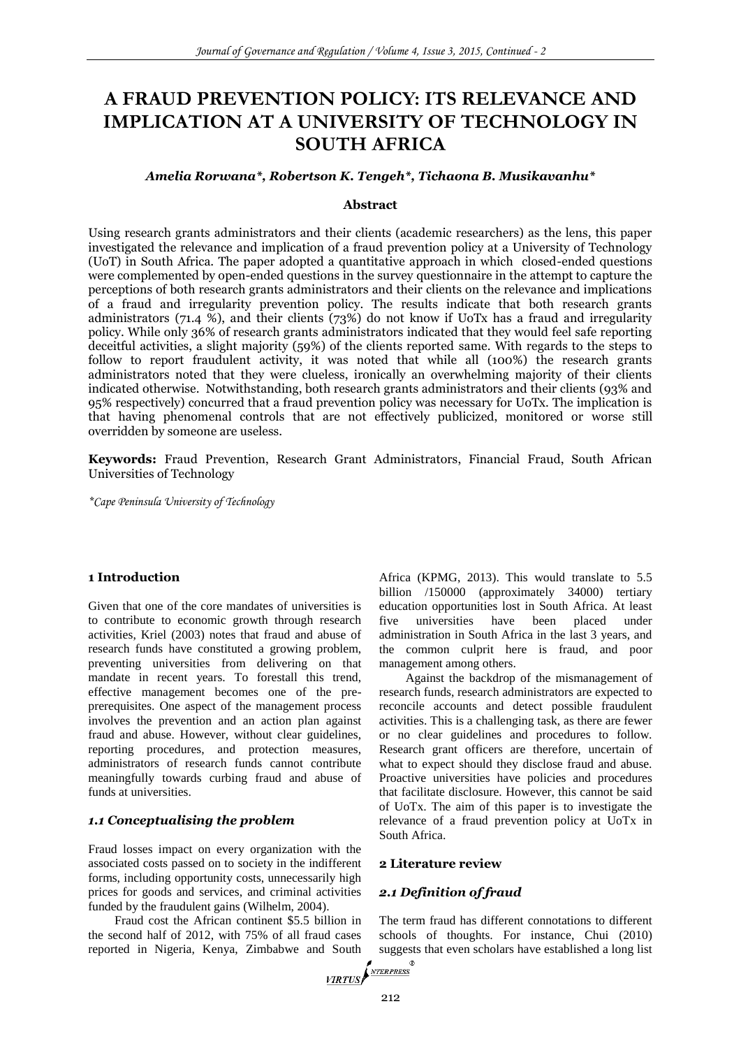# A FRAUD PREVENTION POLICY: ITS RELEVANCE AND IMPLICATION AT A UNIVERSITY OF TECHNOLOGY IN SOUTH AFRICA

***Amelia Rorwana\*, Robertson K. Tengeh\*, Tichaona B. Musikavanhu\****

### Abstract

Using research grants administrators and their clients (academic researchers) as the lens, this paper investigated the relevance and implication of a fraud prevention policy at a University of Technology (UoT) in South Africa. The paper adopted a quantitative approach in which closed-ended questions were complemented by open-ended questions in the survey questionnaire in the attempt to capture the perceptions of both research grants administrators and their clients on the relevance and implications of a fraud and irregularity prevention policy. The results indicate that both research grants administrators (71.4 %), and their clients (73%) do not know if UoTx has a fraud and irregularity policy. While only 36% of research grants administrators indicated that they would feel safe reporting deceitful activities, a slight majority (59%) of the clients reported same. With regards to the steps to follow to report fraudulent activity, it was noted that while all (100%) the research grants administrators noted that they were clueless, ironically an overwhelming majority of their clients indicated otherwise. Notwithstanding, both research grants administrators and their clients (93% and 95% respectively) concurred that a fraud prevention policy was necessary for UoTx. The implication is that having phenomenal controls that are not effectively publicized, monitored or worse still overridden by someone are useless.

**Keywords:** Fraud Prevention, Research Grant Administrators, Financial Fraud, South African Universities of Technology

*\*Cape Peninsula University of Technology*

## 1 Introduction

Given that one of the core mandates of universities is to contribute to economic growth through research activities, Kriel (2003) notes that fraud and abuse of research funds have constituted a growing problem, preventing universities from delivering on that mandate in recent years. To forestall this trend, effective management becomes one of the pre-prerequisites. One aspect of the management process involves the prevention and an action plan against fraud and abuse. However, without clear guidelines, reporting procedures, and protection measures, administrators of research funds cannot contribute meaningfully towards curbing fraud and abuse of funds at universities.

### *1.1 Conceptualising the problem*

Fraud losses impact on every organization with the associated costs passed on to society in the indifferent forms, including opportunity costs, unnecessarily high prices for goods and services, and criminal activities funded by the fraudulent gains (Wilhelm, 2004).

Fraud cost the African continent $5.5 billion in the second half of 2012, with 75% of all fraud cases reported in Nigeria, Kenya, Zimbabwe and South Africa (KPMG, 2013). This would translate to 5.5 billion /150000 (approximately 34000) tertiary education opportunities lost in South Africa. At least five universities have been placed under administration in South Africa in the last 3 years, and the common culprit here is fraud, and poor management among others.

Against the backdrop of the mismanagement of research funds, research administrators are expected to reconcile accounts and detect possible fraudulent activities. This is a challenging task, as there are fewer or no clear guidelines and procedures to follow. Research grant officers are therefore, uncertain of what to expect should they disclose fraud and abuse. Proactive universities have policies and procedures that facilitate disclosure. However, this cannot be said of UoTx. The aim of this paper is to investigate the relevance of a fraud prevention policy at UoTx in South Africa.

## 2 Literature review

### *2.1 Definition of fraud*

The term fraud has different connotations to different schools of thoughts. For instance, Chui (2010) suggests that even scholars have established a long list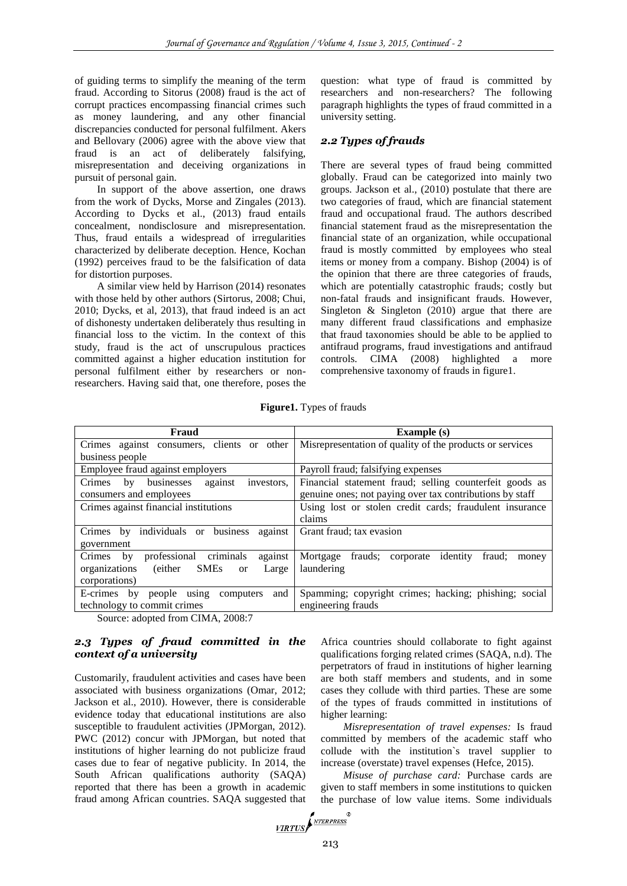of guiding terms to simplify the meaning of the term fraud. According to Sitorus (2008) fraud is the act of corrupt practices encompassing financial crimes such as money laundering, and any other financial discrepancies conducted for personal fulfilment. Akers and Bellovary (2006) agree with the above view that fraud is an act of deliberately falsifying, misrepresentation and deceiving organizations in pursuit of personal gain.

In support of the above assertion, one draws from the work of Dycks, Morse and Zingales (2013). According to Dycks et al., (2013) fraud entails concealment, nondisclosure and misrepresentation. Thus, fraud entails a widespread of irregularities characterized by deliberate deception. Hence, Kochan (1992) perceives fraud to be the falsification of data for distortion purposes.

A similar view held by Harrison (2014) resonates with those held by other authors (Sirtorus, 2008; Chui, 2010; Dycks, et al, 2013), that fraud indeed is an act of dishonesty undertaken deliberately thus resulting in financial loss to the victim. In the context of this study, fraud is the act of unscrupulous practices committed against a higher education institution for personal fulfilment either by researchers or non-researchers. Having said that, one therefore, poses the question: what type of fraud is committed by researchers and non-researchers? The following paragraph highlights the types of fraud committed in a university setting.

## 2.2 Types of frauds

There are several types of fraud being committed globally. Fraud can be categorized into mainly two groups. Jackson et al., (2010) postulate that there are two categories of fraud, which are financial statement fraud and occupational fraud. The authors described financial statement fraud as the misrepresentation the financial state of an organization, while occupational fraud is mostly committed by employees who steal items or money from a company. Bishop (2004) is of the opinion that there are three categories of frauds, which are potentially catastrophic frauds; costly but non-fatal frauds and insignificant frauds. However, Singleton & Singleton (2010) argue that there are many different fraud classifications and emphasize that fraud taxonomies should be able to be applied to antifraud programs, fraud investigations and antifraud controls. CIMA (2008) highlighted a more comprehensive taxonomy of frauds in figure1.

**Figure1.** Types of frauds

| Fraud | Example (s) |
|---|---|
| Crimes against consumers, clients or other business people | Misrepresentation of quality of the products or services |
| Employee fraud against employers | Payroll fraud; falsifying expenses |
| Crimes by businesses against investors, consumers and employees | Financial statement fraud; selling counterfeit goods as genuine ones; not paying over tax contributions by staff |
| Crimes against financial institutions | Using lost or stolen credit cards; fraudulent insurance claims |
| Crimes by individuals or business against government | Grant fraud; tax evasion |
| Crimes by professional criminals against organizations (either SMEs or Large corporations) | Mortgage frauds; corporate identity fraud; money laundering |
| E-crimes by people using computers and technology to commit crimes | Spamming; copyright crimes; hacking; phishing; social engineering frauds |

Source: adopted from CIMA, 2008:7

## 2.3 Types of fraud committed in the context of a university

Customarily, fraudulent activities and cases have been associated with business organizations (Omar, 2012; Jackson et al., 2010). However, there is considerable evidence today that educational institutions are also susceptible to fraudulent activities (JPMorgan, 2012). PWC (2012) concur with JPMorgan, but noted that institutions of higher learning do not publicize fraud cases due to fear of negative publicity. In 2014, the South African qualifications authority (SAQA) reported that there has been a growth in academic fraud among African countries. SAQA suggested that Africa countries should collaborate to fight against qualifications forging related crimes (SAQA, n.d). The perpetrators of fraud in institutions of higher learning are both staff members and students, and in some cases they collude with third parties. These are some of the types of frauds committed in institutions of higher learning:

*Misrepresentation of travel expenses:* Is fraud committed by members of the academic staff who collude with the institution`s travel supplier to increase (overstate) travel expenses (Hefce, 2015).

*Misuse of purchase card:* Purchase cards are given to staff members in some institutions to quicken the purchase of low value items. Some individuals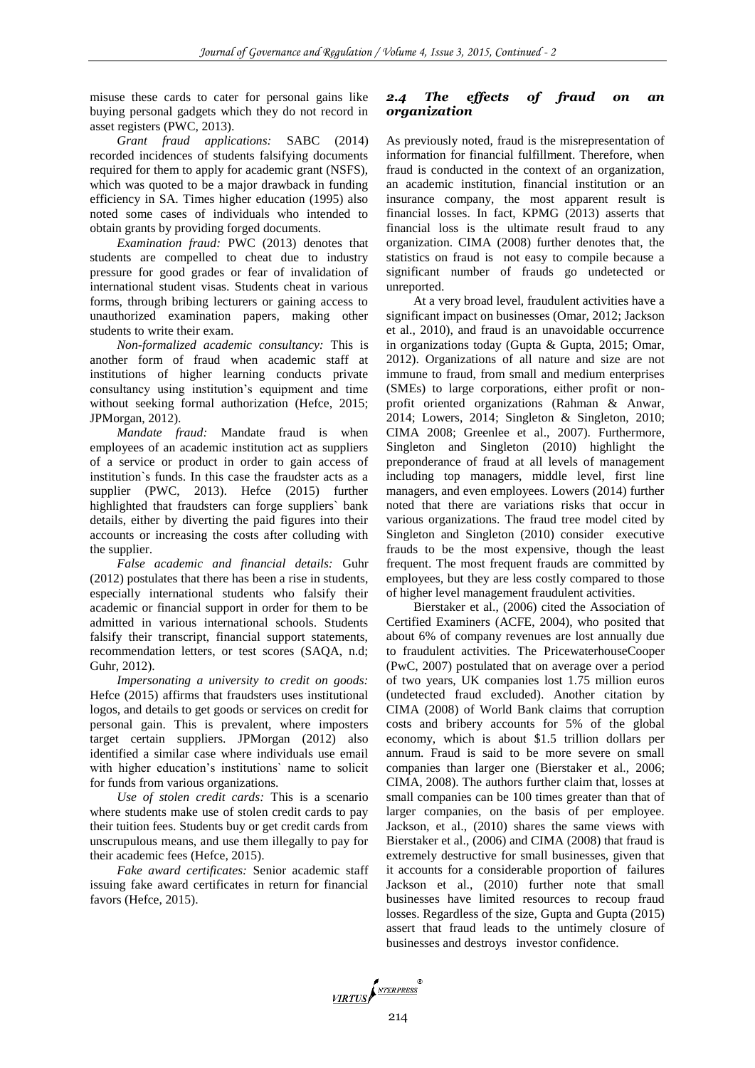misuse these cards to cater for personal gains like buying personal gadgets which they do not record in asset registers (PWC, 2013).

*Grant fraud applications:* SABC (2014) recorded incidences of students falsifying documents required for them to apply for academic grant (NSFS), which was quoted to be a major drawback in funding efficiency in SA. Times higher education (1995) also noted some cases of individuals who intended to obtain grants by providing forged documents.

*Examination fraud:* PWC (2013) denotes that students are compelled to cheat due to industry pressure for good grades or fear of invalidation of international student visas. Students cheat in various forms, through bribing lecturers or gaining access to unauthorized examination papers, making other students to write their exam.

*Non-formalized academic consultancy:* This is another form of fraud when academic staff at institutions of higher learning conducts private consultancy using institution's equipment and time without seeking formal authorization (Hefce, 2015; JPMorgan, 2012).

*Mandate fraud:* Mandate fraud is when employees of an academic institution act as suppliers of a service or product in order to gain access of institution`s funds. In this case the fraudster acts as a supplier (PWC, 2013). Hefce (2015) further highlighted that fraudsters can forge suppliers` bank details, either by diverting the paid figures into their accounts or increasing the costs after colluding with the supplier.

*False academic and financial details:* Guhr (2012) postulates that there has been a rise in students, especially international students who falsify their academic or financial support in order for them to be admitted in various international schools. Students falsify their transcript, financial support statements, recommendation letters, or test scores (SAQA, n.d; Guhr, 2012).

*Impersonating a university to credit on goods:* Hefce (2015) affirms that fraudsters uses institutional logos, and details to get goods or services on credit for personal gain. This is prevalent, where imposters target certain suppliers. JPMorgan (2012) also identified a similar case where individuals use email with higher education's institutions` name to solicit for funds from various organizations.

*Use of stolen credit cards:* This is a scenario where students make use of stolen credit cards to pay their tuition fees. Students buy or get credit cards from unscrupulous means, and use them illegally to pay for their academic fees (Hefce, 2015).

*Fake award certificates:* Senior academic staff issuing fake award certificates in return for financial favors (Hefce, 2015).

### 2.4 The effects of fraud on an organization

As previously noted, fraud is the misrepresentation of information for financial fulfillment. Therefore, when fraud is conducted in the context of an organization, an academic institution, financial institution or an insurance company, the most apparent result is financial losses. In fact, KPMG (2013) asserts that financial loss is the ultimate result fraud to any organization. CIMA (2008) further denotes that, the statistics on fraud is not easy to compile because a significant number of frauds go undetected or unreported.

At a very broad level, fraudulent activities have a significant impact on businesses (Omar, 2012; Jackson et al., 2010), and fraud is an unavoidable occurrence in organizations today (Gupta & Gupta, 2015; Omar, 2012). Organizations of all nature and size are not immune to fraud, from small and medium enterprises (SMEs) to large corporations, either profit or non-profit oriented organizations (Rahman & Anwar, 2014; Lowers, 2014; Singleton & Singleton, 2010; CIMA 2008; Greenlee et al., 2007). Furthermore, Singleton and Singleton (2010) highlight the preponderance of fraud at all levels of management including top managers, middle level, first line managers, and even employees. Lowers (2014) further noted that there are variations risks that occur in various organizations. The fraud tree model cited by Singleton and Singleton (2010) consider executive frauds to be the most expensive, though the least frequent. The most frequent frauds are committed by employees, but they are less costly compared to those of higher level management fraudulent activities.

Bierstaker et al., (2006) cited the Association of Certified Examiners (ACFE, 2004), who posited that about 6% of company revenues are lost annually due to fraudulent activities. The PricewaterhouseCooper (PwC, 2007) postulated that on average over a period of two years, UK companies lost 1.75 million euros (undetected fraud excluded). Another citation by CIMA (2008) of World Bank claims that corruption costs and bribery accounts for 5% of the global economy, which is about $1.5 trillion dollars per annum. Fraud is said to be more severe on small companies than larger one (Bierstaker et al., 2006; CIMA, 2008). The authors further claim that, losses at small companies can be 100 times greater than that of larger companies, on the basis of per employee. Jackson, et al., (2010) shares the same views with Bierstaker et al., (2006) and CIMA (2008) that fraud is extremely destructive for small businesses, given that it accounts for a considerable proportion of failures Jackson et al., (2010) further note that small businesses have limited resources to recoup fraud losses. Regardless of the size, Gupta and Gupta (2015) assert that fraud leads to the untimely closure of businesses and destroys investor confidence.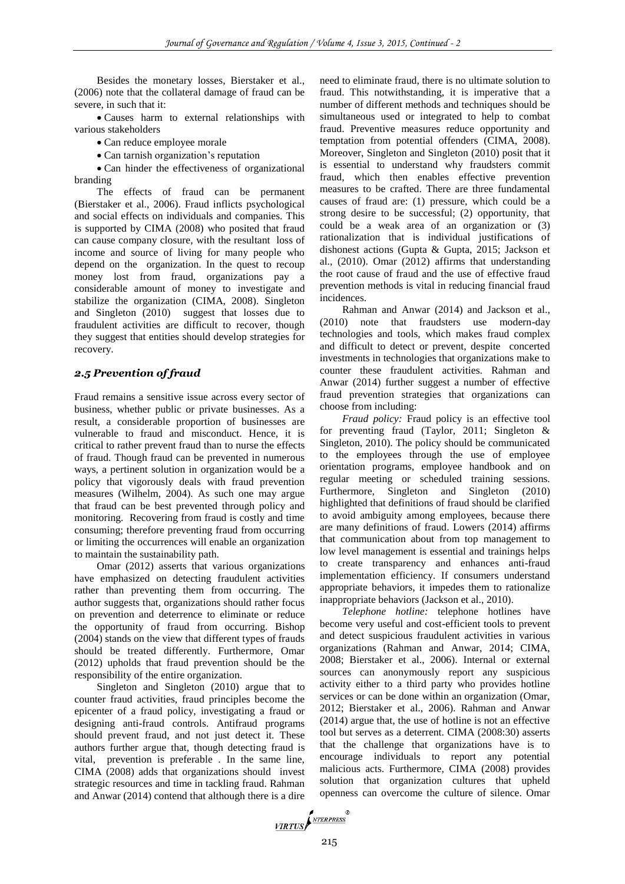Besides the monetary losses, Bierstaker et al., (2006) note that the collateral damage of fraud can be severe, in such that it:

- Causes harm to external relationships with various stakeholders
- Can reduce employee morale
- Can tarnish organization's reputation
- Can hinder the effectiveness of organizational branding

The effects of fraud can be permanent (Bierstaker et al., 2006). Fraud inflicts psychological and social effects on individuals and companies. This is supported by CIMA (2008) who posited that fraud can cause company closure, with the resultant loss of income and source of living for many people who depend on the organization. In the quest to recoup money lost from fraud, organizations pay a considerable amount of money to investigate and stabilize the organization (CIMA, 2008). Singleton and Singleton (2010) suggest that losses due to fraudulent activities are difficult to recover, though they suggest that entities should develop strategies for recovery.

### *2.5 Prevention of fraud*

Fraud remains a sensitive issue across every sector of business, whether public or private businesses. As a result, a considerable proportion of businesses are vulnerable to fraud and misconduct. Hence, it is critical to rather prevent fraud than to nurse the effects of fraud. Though fraud can be prevented in numerous ways, a pertinent solution in organization would be a policy that vigorously deals with fraud prevention measures (Wilhelm, 2004). As such one may argue that fraud can be best prevented through policy and monitoring. Recovering from fraud is costly and time consuming; therefore preventing fraud from occurring or limiting the occurrences will enable an organization to maintain the sustainability path.

Omar (2012) asserts that various organizations have emphasized on detecting fraudulent activities rather than preventing them from occurring. The author suggests that, organizations should rather focus on prevention and deterrence to eliminate or reduce the opportunity of fraud from occurring. Bishop (2004) stands on the view that different types of frauds should be treated differently. Furthermore, Omar (2012) upholds that fraud prevention should be the responsibility of the entire organization.

Singleton and Singleton (2010) argue that to counter fraud activities, fraud principles become the epicenter of a fraud policy, investigating a fraud or designing anti-fraud controls. Antifraud programs should prevent fraud, and not just detect it. These authors further argue that, though detecting fraud is vital, prevention is preferable . In the same line, CIMA (2008) adds that organizations should invest strategic resources and time in tackling fraud. Rahman and Anwar (2014) contend that although there is a dire need to eliminate fraud, there is no ultimate solution to fraud. This notwithstanding, it is imperative that a number of different methods and techniques should be simultaneous used or integrated to help to combat fraud. Preventive measures reduce opportunity and temptation from potential offenders (CIMA, 2008). Moreover, Singleton and Singleton (2010) posit that it is essential to understand why fraudsters commit fraud, which then enables effective prevention measures to be crafted. There are three fundamental causes of fraud are: (1) pressure, which could be a strong desire to be successful; (2) opportunity, that could be a weak area of an organization or (3) rationalization that is individual justifications of dishonest actions (Gupta & Gupta, 2015; Jackson et al., (2010). Omar (2012) affirms that understanding the root cause of fraud and the use of effective fraud prevention methods is vital in reducing financial fraud incidences.

Rahman and Anwar (2014) and Jackson et al., (2010) note that fraudsters use modern-day technologies and tools, which makes fraud complex and difficult to detect or prevent, despite concerted investments in technologies that organizations make to counter these fraudulent activities. Rahman and Anwar (2014) further suggest a number of effective fraud prevention strategies that organizations can choose from including:

*Fraud policy:* Fraud policy is an effective tool for preventing fraud (Taylor, 2011; Singleton & Singleton, 2010). The policy should be communicated to the employees through the use of employee orientation programs, employee handbook and on regular meeting or scheduled training sessions. Furthermore, Singleton and Singleton (2010) highlighted that definitions of fraud should be clarified to avoid ambiguity among employees, because there are many definitions of fraud. Lowers (2014) affirms that communication about from top management to low level management is essential and trainings helps to create transparency and enhances anti-fraud implementation efficiency. If consumers understand appropriate behaviors, it impedes them to rationalize inappropriate behaviors (Jackson et al., 2010).

*Telephone hotline:* telephone hotlines have become very useful and cost-efficient tools to prevent and detect suspicious fraudulent activities in various organizations (Rahman and Anwar, 2014; CIMA, 2008; Bierstaker et al., 2006). Internal or external sources can anonymously report any suspicious activity either to a third party who provides hotline services or can be done within an organization (Omar, 2012; Bierstaker et al., 2006). Rahman and Anwar (2014) argue that, the use of hotline is not an effective tool but serves as a deterrent. CIMA (2008:30) asserts that the challenge that organizations have is to encourage individuals to report any potential malicious acts. Furthermore, CIMA (2008) provides solution that organization cultures that upheld openness can overcome the culture of silence. Omar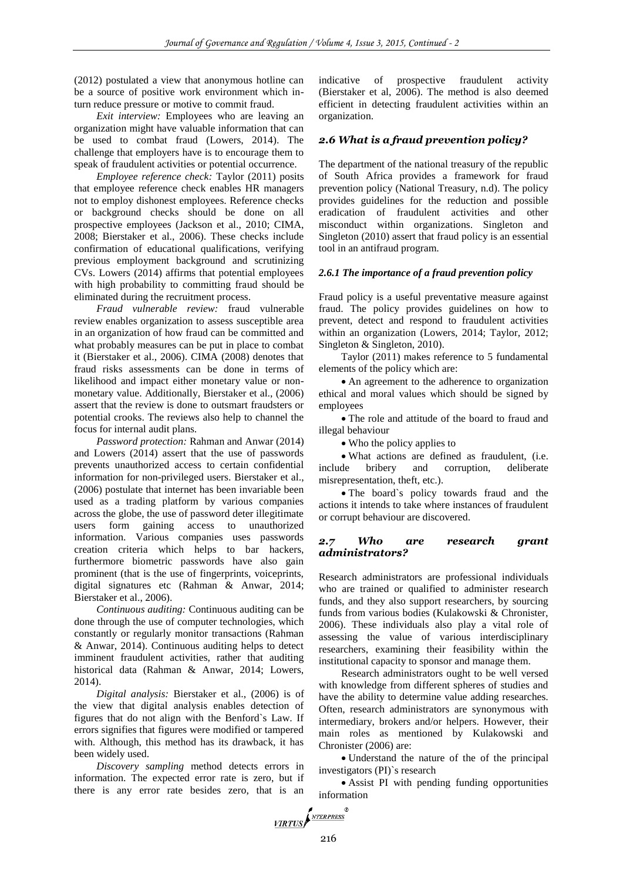(2012) postulated a view that anonymous hotline can be a source of positive work environment which in-turn reduce pressure or motive to commit fraud.

*Exit interview:* Employees who are leaving an organization might have valuable information that can be used to combat fraud (Lowers, 2014). The challenge that employers have is to encourage them to speak of fraudulent activities or potential occurrence.

*Employee reference check:* Taylor (2011) posits that employee reference check enables HR managers not to employ dishonest employees. Reference checks or background checks should be done on all prospective employees (Jackson et al., 2010; CIMA, 2008; Bierstaker et al., 2006). These checks include confirmation of educational qualifications, verifying previous employment background and scrutinizing CVs. Lowers (2014) affirms that potential employees with high probability to committing fraud should be eliminated during the recruitment process.

*Fraud vulnerable review:* fraud vulnerable review enables organization to assess susceptible area in an organization of how fraud can be committed and what probably measures can be put in place to combat it (Bierstaker et al., 2006). CIMA (2008) denotes that fraud risks assessments can be done in terms of likelihood and impact either monetary value or non-monetary value. Additionally, Bierstaker et al., (2006) assert that the review is done to outsmart fraudsters or potential crooks. The reviews also help to channel the focus for internal audit plans.

*Password protection:* Rahman and Anwar (2014) and Lowers (2014) assert that the use of passwords prevents unauthorized access to certain confidential information for non-privileged users. Bierstaker et al., (2006) postulate that internet has been invariable been used as a trading platform by various companies across the globe, the use of password deter illegitimate users form gaining access to unauthorized information. Various companies uses passwords creation criteria which helps to bar hackers, furthermore biometric passwords have also gain prominent (that is the use of fingerprints, voiceprints, digital signatures etc (Rahman & Anwar, 2014; Bierstaker et al., 2006).

*Continuous auditing:* Continuous auditing can be done through the use of computer technologies, which constantly or regularly monitor transactions (Rahman & Anwar, 2014). Continuous auditing helps to detect imminent fraudulent activities, rather that auditing historical data (Rahman & Anwar, 2014; Lowers, 2014).

*Digital analysis:* Bierstaker et al., (2006) is of the view that digital analysis enables detection of figures that do not align with the Benford`s Law. If errors signifies that figures were modified or tampered with. Although, this method has its drawback, it has been widely used.

*Discovery sampling* method detects errors in information. The expected error rate is zero, but if there is any error rate besides zero, that is an indicative of prospective fraudulent activity (Bierstaker et al, 2006). The method is also deemed efficient in detecting fraudulent activities within an organization.

## 2.6 What is a fraud prevention policy?

The department of the national treasury of the republic of South Africa provides a framework for fraud prevention policy (National Treasury, n.d). The policy provides guidelines for the reduction and possible eradication of fraudulent activities and other misconduct within organizations. Singleton and Singleton (2010) assert that fraud policy is an essential tool in an antifraud program.

### 2.6.1 The importance of a fraud prevention policy

Fraud policy is a useful preventative measure against fraud. The policy provides guidelines on how to prevent, detect and respond to fraudulent activities within an organization (Lowers, 2014; Taylor, 2012; Singleton & Singleton, 2010).

Taylor (2011) makes reference to 5 fundamental elements of the policy which are:

- An agreement to the adherence to organization ethical and moral values which should be signed by employees
- The role and attitude of the board to fraud and illegal behaviour
- Who the policy applies to
- What actions are defined as fraudulent, (i.e. include bribery and corruption, deliberate misrepresentation, theft, etc.).
- The board`s policy towards fraud and the actions it intends to take where instances of fraudulent or corrupt behaviour are discovered.

## 2.7 Who are research grant administrators?

Research administrators are professional individuals who are trained or qualified to administer research funds, and they also support researchers, by sourcing funds from various bodies (Kulakowski & Chronister, 2006). These individuals also play a vital role of assessing the value of various interdisciplinary researchers, examining their feasibility within the institutional capacity to sponsor and manage them.

Research administrators ought to be well versed with knowledge from different spheres of studies and have the ability to determine value adding researches. Often, research administrators are synonymous with intermediary, brokers and/or helpers. However, their main roles as mentioned by Kulakowski and Chronister (2006) are:

- Understand the nature of the of the principal investigators (PI)`s research
- Assist PI with pending funding opportunities information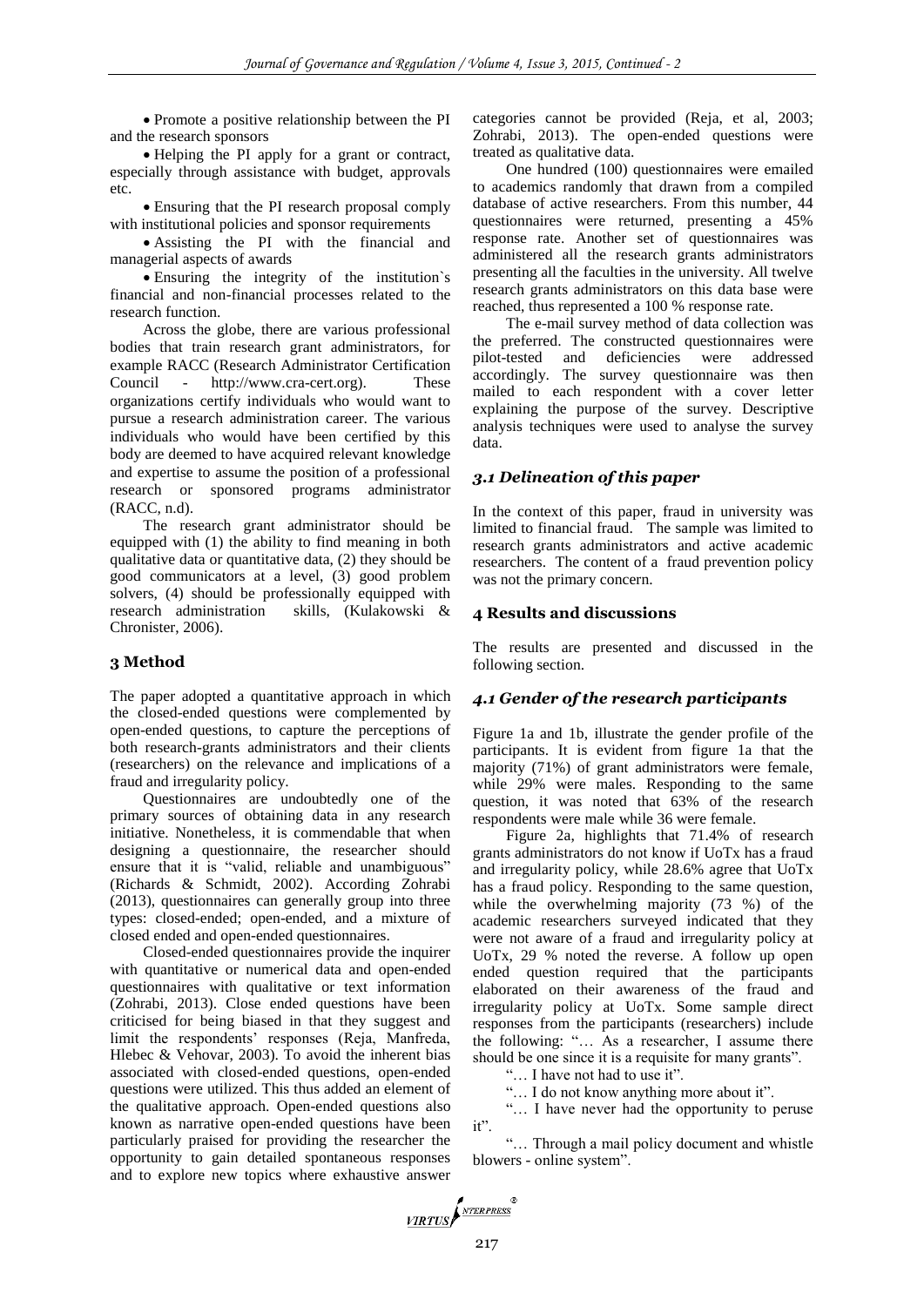- Promote a positive relationship between the PI and the research sponsors
- Helping the PI apply for a grant or contract, especially through assistance with budget, approvals etc.
- Ensuring that the PI research proposal comply with institutional policies and sponsor requirements
- Assisting the PI with the financial and managerial aspects of awards
- Ensuring the integrity of the institution`s financial and non-financial processes related to the research function.

Across the globe, there are various professional bodies that train research grant administrators, for example RACC (Research Administrator Certification Council - http://www.cra-cert.org). These organizations certify individuals who would want to pursue a research administration career. The various individuals who would have been certified by this body are deemed to have acquired relevant knowledge and expertise to assume the position of a professional research or sponsored programs administrator (RACC, n.d).

The research grant administrator should be equipped with (1) the ability to find meaning in both qualitative data or quantitative data, (2) they should be good communicators at a level, (3) good problem solvers, (4) should be professionally equipped with research administration skills, (Kulakowski & Chronister, 2006).

## 3 Method

The paper adopted a quantitative approach in which the closed-ended questions were complemented by open-ended questions, to capture the perceptions of both research-grants administrators and their clients (researchers) on the relevance and implications of a fraud and irregularity policy.

Questionnaires are undoubtedly one of the primary sources of obtaining data in any research initiative. Nonetheless, it is commendable that when designing a questionnaire, the researcher should ensure that it is "valid, reliable and unambiguous" (Richards & Schmidt, 2002). According Zohrabi (2013), questionnaires can generally group into three types: closed-ended; open-ended, and a mixture of closed ended and open-ended questionnaires.

Closed-ended questionnaires provide the inquirer with quantitative or numerical data and open-ended questionnaires with qualitative or text information (Zohrabi, 2013). Close ended questions have been criticised for being biased in that they suggest and limit the respondents' responses (Reja, Manfreda, Hlebec & Vehovar, 2003). To avoid the inherent bias associated with closed-ended questions, open-ended questions were utilized. This thus added an element of the qualitative approach. Open-ended questions also known as narrative open-ended questions have been particularly praised for providing the researcher the opportunity to gain detailed spontaneous responses and to explore new topics where exhaustive answer categories cannot be provided (Reja, et al, 2003; Zohrabi, 2013). The open-ended questions were treated as qualitative data.

One hundred (100) questionnaires were emailed to academics randomly that drawn from a compiled database of active researchers. From this number, 44 questionnaires were returned, presenting a 45% response rate. Another set of questionnaires was administered all the research grants administrators presenting all the faculties in the university. All twelve research grants administrators on this data base were reached, thus represented a 100 % response rate.

The e-mail survey method of data collection was the preferred. The constructed questionnaires were pilot-tested and deficiencies were addressed accordingly. The survey questionnaire was then mailed to each respondent with a cover letter explaining the purpose of the survey. Descriptive analysis techniques were used to analyse the survey data.

### *3.1 Delineation of this paper*

In the context of this paper, fraud in university was limited to financial fraud. The sample was limited to research grants administrators and active academic researchers. The content of a fraud prevention policy was not the primary concern.

## 4 Results and discussions

The results are presented and discussed in the following section.

### *4.1 Gender of the research participants*

Figure 1a and 1b, illustrate the gender profile of the participants. It is evident from figure 1a that the majority (71%) of grant administrators were female, while 29% were males. Responding to the same question, it was noted that 63% of the research respondents were male while 36 were female.

Figure 2a, highlights that 71.4% of research grants administrators do not know if UoTx has a fraud and irregularity policy, while 28.6% agree that UoTx has a fraud policy. Responding to the same question, while the overwhelming majority (73 %) of the academic researchers surveyed indicated that they were not aware of a fraud and irregularity policy at UoTx, 29 % noted the reverse. A follow up open ended question required that the participants elaborated on their awareness of the fraud and irregularity policy at UoTx. Some sample direct responses from the participants (researchers) include the following: "… As a researcher, I assume there should be one since it is a requisite for many grants".

"… I have not had to use it".

"… I do not know anything more about it".

"… I have never had the opportunity to peruse it".

"… Through a mail policy document and whistle blowers - online system".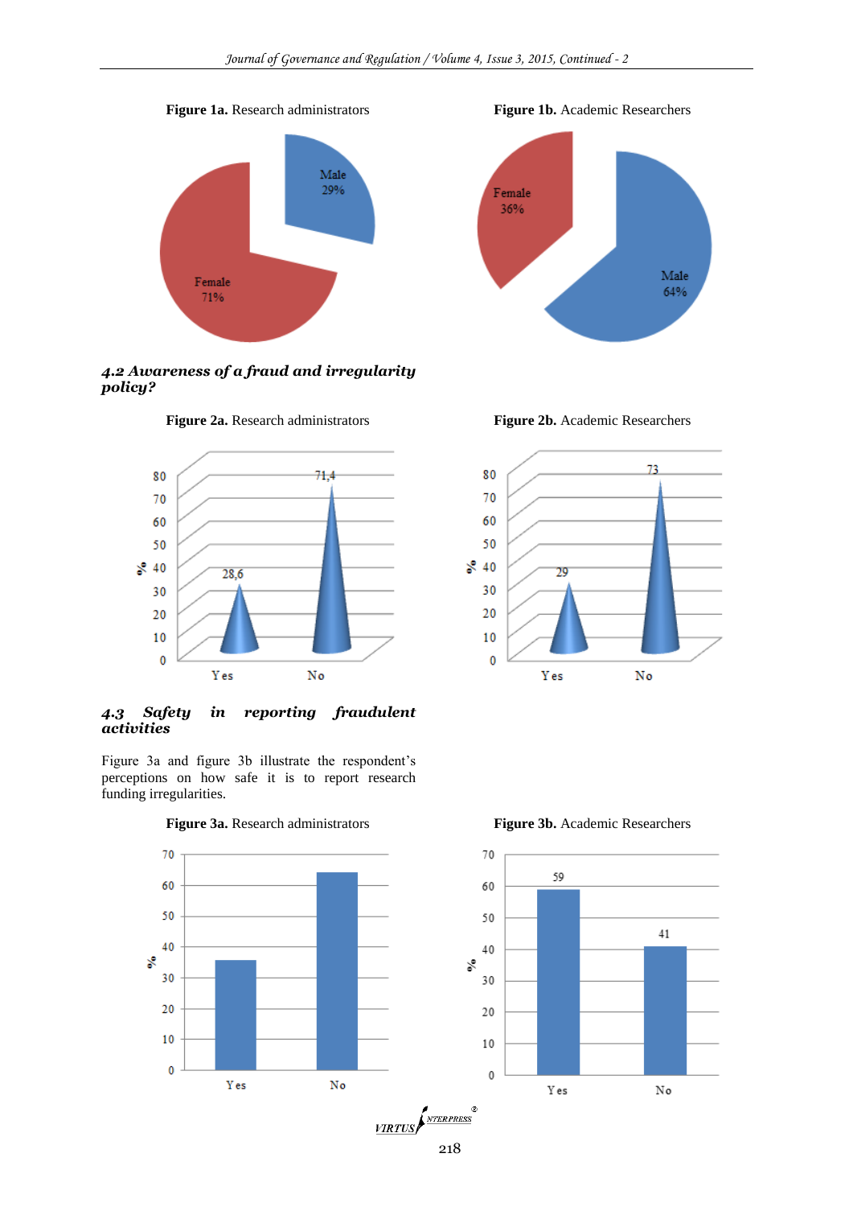**Figure 1a.** Research administrators

**Figure 1b.** Academic Researchers

### 4.2 Awareness of a fraud and irregularity policy?

**Figure 2a.** Research administrators

**Figure 2b.** Academic Researchers

### 4.3 Safety in reporting fraudulent activities

Figure 3a and figure 3b illustrate the respondent's perceptions on how safe it is to report research funding irregularities.

**Figure 3a.** Research administrators

**Figure 3b.** Academic Researchers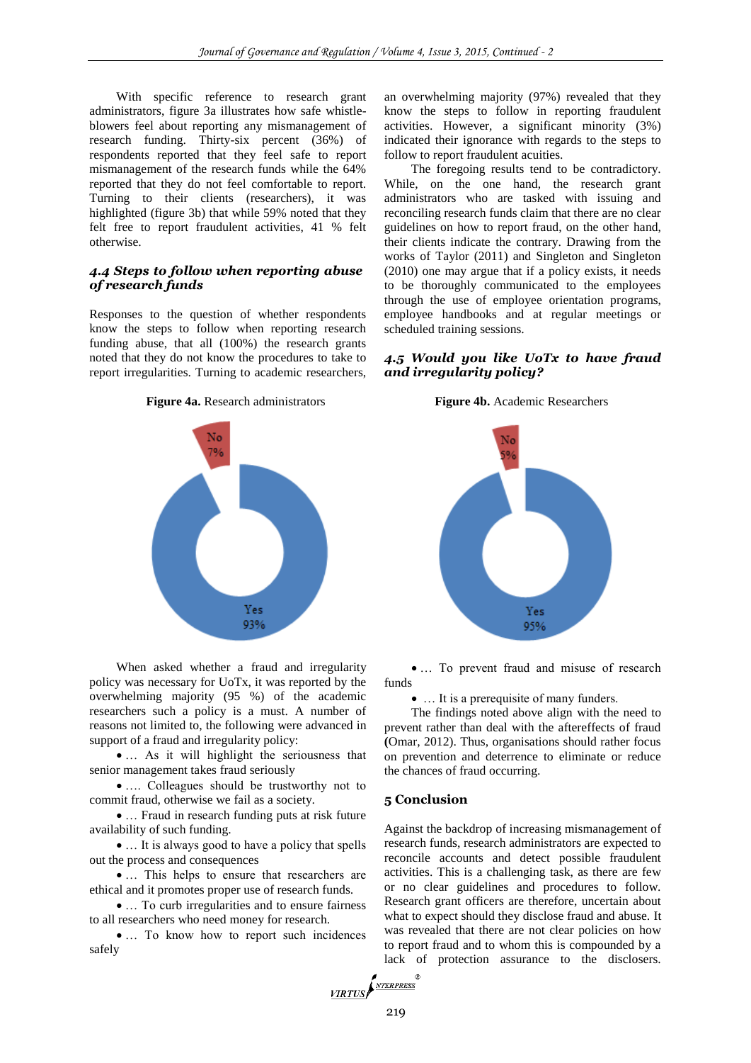With specific reference to research grant administrators, figure 3a illustrates how safe whistle-blowers feel about reporting any mismanagement of research funding. Thirty-six percent (36%) of respondents reported that they feel safe to report mismanagement of the research funds while the 64% reported that they do not feel comfortable to report. Turning to their clients (researchers), it was highlighted (figure 3b) that while 59% noted that they felt free to report fraudulent activities, 41 % felt otherwise.

### *4.4 Steps to follow when reporting abuse of research funds*

Responses to the question of whether respondents know the steps to follow when reporting research funding abuse, that all (100%) the research grants noted that they do not know the procedures to take to report irregularities. Turning to academic researchers, an overwhelming majority (97%) revealed that they know the steps to follow in reporting fraudulent activities. However, a significant minority (3%) indicated their ignorance with regards to the steps to follow to report fraudulent acuities.

The foregoing results tend to be contradictory. While, on the one hand, the research grant administrators who are tasked with issuing and reconciling research funds claim that there are no clear guidelines on how to report fraud, on the other hand, their clients indicate the contrary. Drawing from the works of Taylor (2011) and Singleton and Singleton (2010) one may argue that if a policy exists, it needs to be thoroughly communicated to the employees through the use of employee orientation programs, employee handbooks and at regular meetings or scheduled training sessions.

### *4.5 Would you like UoTx to have fraud and irregularity policy?*

**Figure 4a.** Research administrators

| Response | Percentage |
|---|---|
| Yes | 93% |
| No | 7% |

**Figure 4b.** Academic Researchers

| Response | Percentage |
|---|---|
| Yes | 95% |
| No | 5% |

When asked whether a fraud and irregularity policy was necessary for UoTx, it was reported by the overwhelming majority (95 %) of the academic researchers such a policy is a must. A number of reasons not limited to, the following were advanced in support of a fraud and irregularity policy:

- … As it will highlight the seriousness that senior management takes fraud seriously
- …. Colleagues should be trustworthy not to commit fraud, otherwise we fail as a society.
- … Fraud in research funding puts at risk future availability of such funding.
- … It is always good to have a policy that spells out the process and consequences
- … This helps to ensure that researchers are ethical and it promotes proper use of research funds.
- … To curb irregularities and to ensure fairness to all researchers who need money for research.
- … To know how to report such incidences safely
- … To prevent fraud and misuse of research funds
- … It is a prerequisite of many funders.

The findings noted above align with the need to prevent rather than deal with the aftereffects of fraud **(**Omar, 2012). Thus, organisations should rather focus on prevention and deterrence to eliminate or reduce the chances of fraud occurring.

## 5 Conclusion

Against the backdrop of increasing mismanagement of research funds, research administrators are expected to reconcile accounts and detect possible fraudulent activities. This is a challenging task, as there are few or no clear guidelines and procedures to follow. Research grant officers are therefore, uncertain about what to expect should they disclose fraud and abuse. It was revealed that there are not clear policies on how to report fraud and to whom this is compounded by a lack of protection assurance to the disclosers.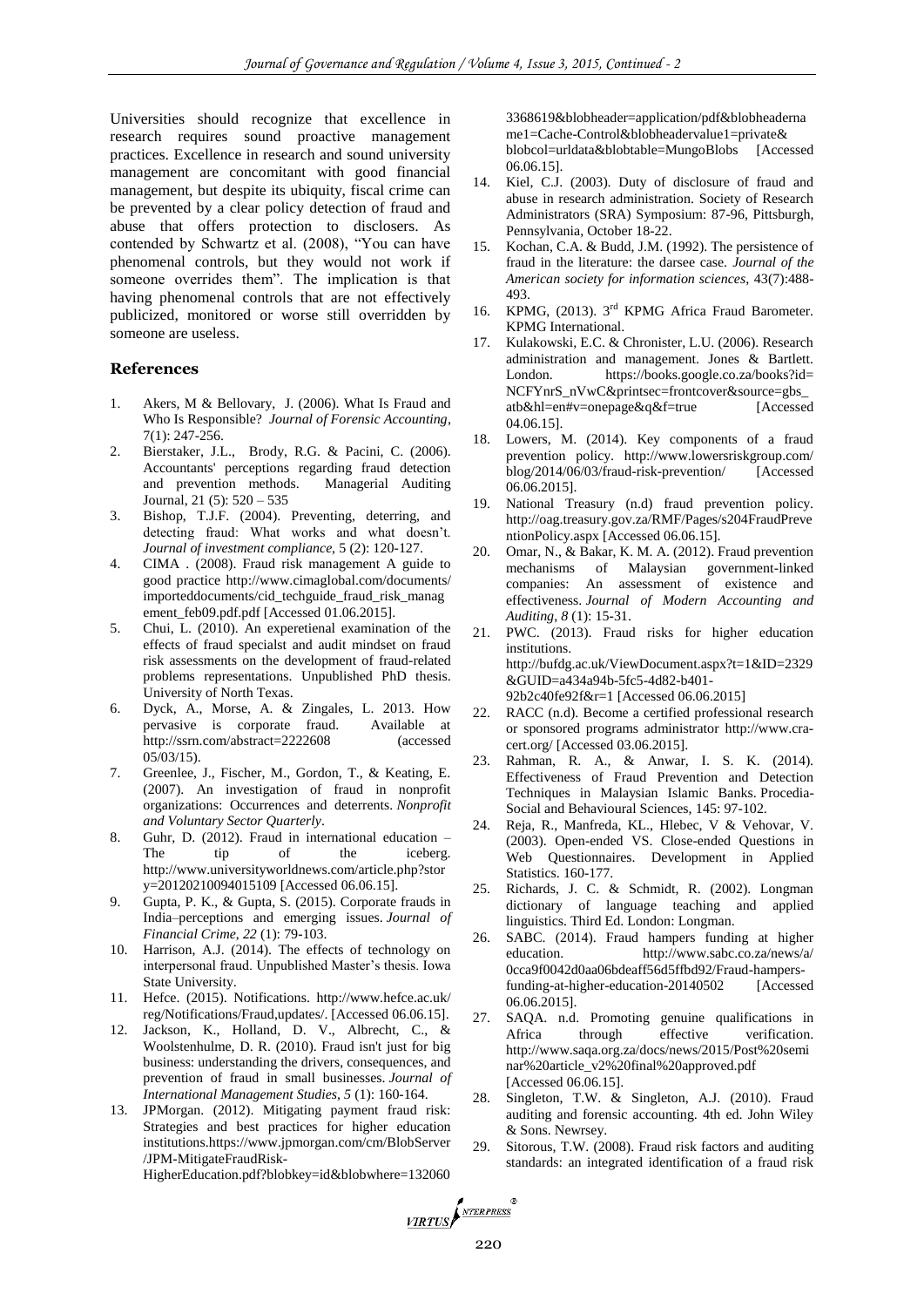Universities should recognize that excellence in research requires sound proactive management practices. Excellence in research and sound university management are concomitant with good financial management, but despite its ubiquity, fiscal crime can be prevented by a clear policy detection of fraud and abuse that offers protection to disclosers. As contended by Schwartz et al. (2008), "You can have phenomenal controls, but they would not work if someone overrides them". The implication is that having phenomenal controls that are not effectively publicized, monitored or worse still overridden by someone are useless.

## References

1. Akers, M & Bellovary, J. (2006). What Is Fraud and Who Is Responsible? *Journal of Forensic Accounting*, 7(1): 247-256.
2. Bierstaker, J.L., Brody, R.G. & Pacini, C. (2006). Accountants' perceptions regarding fraud detection and prevention methods. Managerial Auditing Journal, 21 (5): 520 – 535
3. Bishop, T.J.F. (2004). Preventing, deterring, and detecting fraud: What works and what doesn't. *Journal of investment compliance*, 5 (2): 120-127.
4. CIMA . (2008). Fraud risk management A guide to good practice http://www.cimaglobal.com/documents/importeddocuments/cid_techguide_fraud_risk_management_feb09.pdf.pdf [Accessed 01.06.2015].
5. Chui, L. (2010). An experetienal examination of the effects of fraud specialst and audit mindset on fraud risk assessments on the development of fraud-related problems representations. Unpublished PhD thesis. University of North Texas.
6. Dyck, A., Morse, A. & Zingales, L. 2013. How pervasive is corporate fraud. Available at http://ssrn.com/abstract=2222608 (accessed 05/03/15).
7. Greenlee, J., Fischer, M., Gordon, T., & Keating, E. (2007). An investigation of fraud in nonprofit organizations: Occurrences and deterrents. *Nonprofit and Voluntary Sector Quarterly*.
8. Guhr, D. (2012). Fraud in international education – The tip of the iceberg. http://www.universityworldnews.com/article.php?story=20120210094015109 [Accessed 06.06.15].
9. Gupta, P. K., & Gupta, S. (2015). Corporate frauds in India–perceptions and emerging issues. *Journal of Financial Crime*, *22* (1): 79-103.
10. Harrison, A.J. (2014). The effects of technology on interpersonal fraud. Unpublished Master's thesis. Iowa State University.
11. Hefce. (2015). Notifications. http://www.hefce.ac.uk/reg/Notifications/Fraud,updates/. [Accessed 06.06.15].
12. Jackson, K., Holland, D. V., Albrecht, C., & Woolstenhulme, D. R. (2010). Fraud isn't just for big business: understanding the drivers, consequences, and prevention of fraud in small businesses. *Journal of International Management Studies*, *5* (1): 160-164.
13. JPMorgan. (2012). Mitigating payment fraud risk: Strategies and best practices for higher education institutions.https://www.jpmorgan.com/cm/BlobServer/JPM-MitigateFraudRisk-HigherEducation.pdf?blobkey=id&blobwhere=1320603368619&blobheader=application/pdf&blobheadername1=Cache-Control&blobheadervalue1=private&blobcol=urldata&blobtable=MungoBlobs [Accessed 06.06.15].
14. Kiel, C.J. (2003). Duty of disclosure of fraud and abuse in research administration. Society of Research Administrators (SRA) Symposium: 87-96, Pittsburgh, Pennsylvania, October 18-22.
15. Kochan, C.A. & Budd, J.M. (1992). The persistence of fraud in the literature: the darsee case. *Journal of the American society for information sciences*, 43(7):488-493.
16. KPMG, (2013). 3rd KPMG Africa Fraud Barometer. KPMG International.
17. Kulakowski, E.C. & Chronister, L.U. (2006). Research administration and management. Jones & Bartlett. London. https://books.google.co.za/books?id=NCFYnrS_nVwC&printsec=frontcover&source=gbs_atb&hl=en#v=onepage&q&f=true [Accessed 04.06.15].
18. Lowers, M. (2014). Key components of a fraud prevention policy. http://www.lowersriskgroup.com/blog/2014/06/03/fraud-risk-prevention/ [Accessed 06.06.2015].
19. National Treasury (n.d) fraud prevention policy. http://oag.treasury.gov.za/RMF/Pages/s204FraudPreventionPolicy.aspx [Accessed 06.06.15].
20. Omar, N., & Bakar, K. M. A. (2012). Fraud prevention mechanisms of Malaysian government-linked companies: An assessment of existence and effectiveness. *Journal of Modern Accounting and Auditing*, *8* (1): 15-31.
21. PWC. (2013). Fraud risks for higher education institutions. http://bufdg.ac.uk/ViewDocument.aspx?t=1&ID=2329&GUID=a434a94b-5fc5-4d82-b401-92b2c40fe92f&r=1 [Accessed 06.06.2015]
22. RACC (n.d). Become a certified professional research or sponsored programs administrator http://www.cra-cert.org/ [Accessed 03.06.2015].
23. Rahman, R. A., & Anwar, I. S. K. (2014). Effectiveness of Fraud Prevention and Detection Techniques in Malaysian Islamic Banks. Procedia-Social and Behavioural Sciences, 145: 97-102.
24. Reja, R., Manfreda, KL., Hlebec, V & Vehovar, V. (2003). Open-ended VS. Close-ended Questions in Web Questionnaires. Development in Applied Statistics. 160-177.
25. Richards, J. C. & Schmidt, R. (2002). Longman dictionary of language teaching and applied linguistics. Third Ed. London: Longman.
26. SABC. (2014). Fraud hampers funding at higher education. http://www.sabc.co.za/news/a/0cca9f0042d0aa06bdeaff56d5ffbd92/Fraud-hampers-funding-at-higher-education-20140502 [Accessed 06.06.2015].
27. SAQA. n.d. Promoting genuine qualifications in Africa through effective verification. http://www.saqa.org.za/docs/news/2015/Post%20seminar%20article_v2%20final%20approved.pdf [Accessed 06.06.15].
28. Singleton, T.W. & Singleton, A.J. (2010). Fraud auditing and forensic accounting. 4th ed. John Wiley & Sons. Newrsey.
29. Sitorous, T.W. (2008). Fraud risk factors and auditing standards: an integrated identification of a fraud risk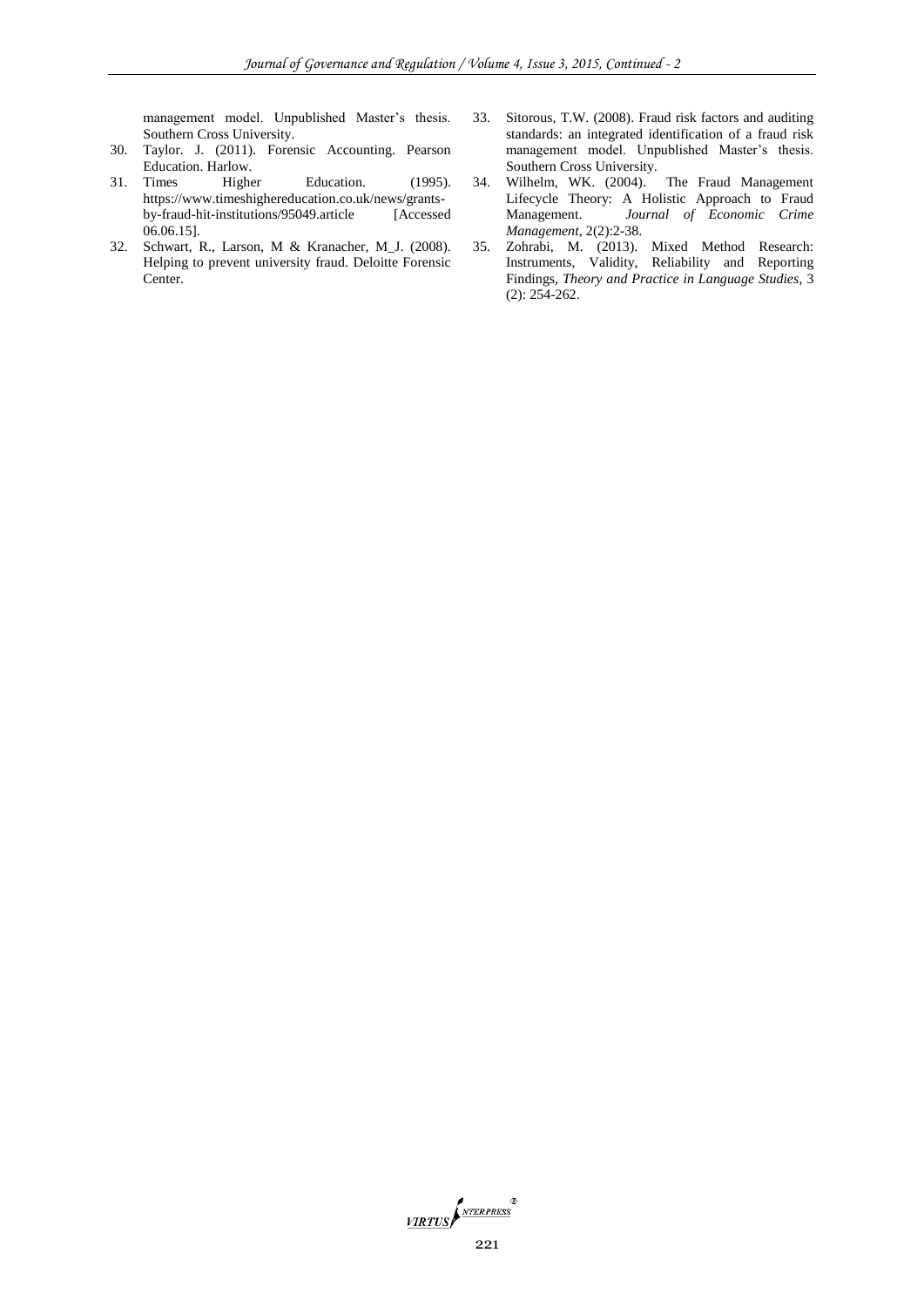management model. Unpublished Master's thesis. Southern Cross University.

30. Taylor. J. (2011). Forensic Accounting. Pearson Education. Harlow.
31. Times Higher Education. (1995). https://www.timeshighereducation.co.uk/news/grants-by-fraud-hit-institutions/95049.article [Accessed 06.06.15].
32. Schwart, R., Larson, M & Kranacher, M_J. (2008). Helping to prevent university fraud. Deloitte Forensic Center.
33. Sitorous, T.W. (2008). Fraud risk factors and auditing standards: an integrated identification of a fraud risk management model. Unpublished Master's thesis. Southern Cross University.
34. Wilhelm, WK. (2004). The Fraud Management Lifecycle Theory: A Holistic Approach to Fraud Management. *Journal of Economic Crime Management*, 2(2):2-38.
35. Zohrabi, M. (2013). Mixed Method Research: Instruments, Validity, Reliability and Reporting Findings, *Theory and Practice in Language Studies*, 3 (2): 254-262.